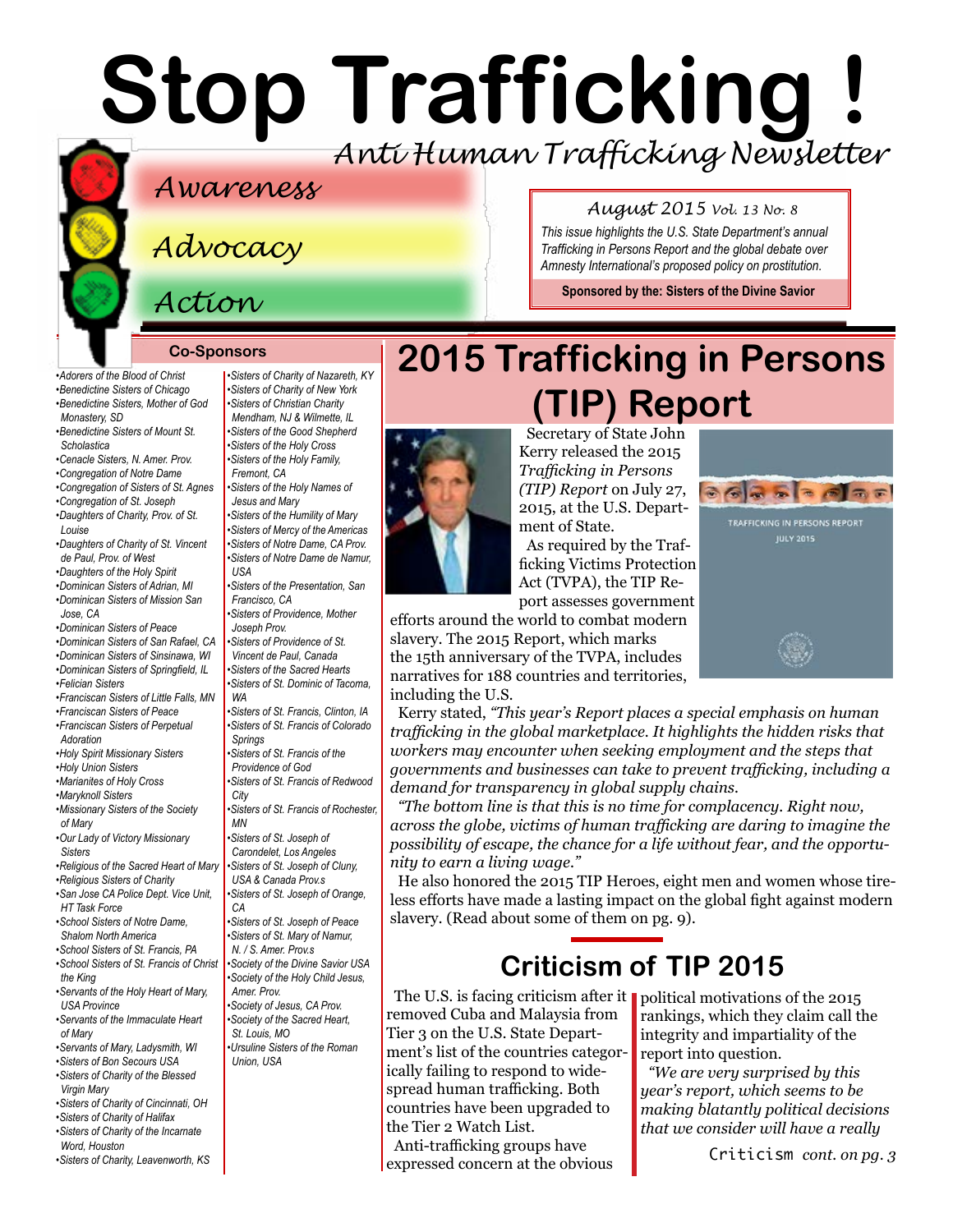# Stop Trafficking !

*Anti Human Trafficking Newsletter*

*Awareness*

*Advocacy*

*Action*

*August 2015 Vol. 13 No. 8*

*This issue highlights the U.S. State Department's annual Trafficking in Persons Report and the global debate over Amnesty International's proposed policy on prostitution.*

**Sponsored by the: Sisters of the Divine Savior**

## Co-Sponsors

- Adorers of the Blood of Christ
- Benedictine Sisters of Chicago
- Benedictine Sisters, Mother of God Monastery, SD
- Benedictine Sisters of Mount St. Scholastica
- Cenacle Sisters, N. Amer. Prov.
- Congregation of Notre Dame
- Congregation of Sisters of St. Agnes
- Congregation of St. Joseph
- Daughters of Charity, Prov. of St. Louise
- Daughters of Charity of St. Vincent de Paul, Prov. of West
- Daughters of the Holy Spirit
- Dominican Sisters of Adrian, MI
- Dominican Sisters of Mission San Jose, CA
- Dominican Sisters of Peace
- Dominican Sisters of San Rafael, CA
- Dominican Sisters of Sinsinawa, WI
- Dominican Sisters of Springfield, IL
- Felician Sisters
- Franciscan Sisters of Little Falls, MN
- Franciscan Sisters of Peace
- Franciscan Sisters of Perpetual Adoration
- Holy Spirit Missionary Sisters
- Holy Union Sisters
- Marianites of Holy Cross
- Maryknoll Sisters
- Missionary Sisters of the Society of Mary
- Our Lady of Victory Missionary Sisters
- Religious of the Sacred Heart of Mary
- Religious Sisters of Charity
- San Jose CA Police Dept. Vice Unit, HT Task Force
- School Sisters of Notre Dame, Shalom North America
- School Sisters of St. Francis, PA
- School Sisters of St. Francis of Christ the King
- Servants of the Holy Heart of Mary, USA Province
- Servants of the Immaculate Heart of Mary
- Servants of Mary, Ladysmith, WI
- Sisters of Bon Secours USA
- Sisters of Charity of the Blessed Virgin Mary
- Sisters of Charity of Cincinnati, OH
- Sisters of Charity of Halifax
- Sisters of Charity of the Incarnate Word, Houston
- Sisters of Charity, Leavenworth, KS
- Sisters of Charity of Nazareth, KY
- Sisters of Charity of New York
- Sisters of Christian Charity Mendham, NJ & Wilmette, IL
- Sisters of the Good Shepherd
- Sisters of the Holy Cross
- Sisters of the Holy Family, Fremont, CA
- Sisters of the Holy Names of Jesus and Mary
- Sisters of the Humility of Mary
- Sisters of Mercy of the Americas
- Sisters of Notre Dame, CA Prov.
- Sisters of Notre Dame de Namur, USA
- Sisters of the Presentation, San Francisco, CA
- Sisters of Providence, Mother Joseph Prov.
- Sisters of Providence of St. Vincent de Paul, Canada
- Sisters of the Sacred Hearts
- Sisters of St. Dominic of Tacoma, WA
- Sisters of St. Francis, Clinton, IA
- Sisters of St. Francis of Colorado Springs
- Sisters of St. Francis of the Providence of God
- Sisters of St. Francis of Redwood City
- Sisters of St. Francis of Rochester, MN
- Sisters of St. Joseph of Carondelet, Los Angeles
- Sisters of St. Joseph of Cluny, USA & Canada Prov.s
- Sisters of St. Joseph of Orange, CA
- Sisters of St. Joseph of Peace
- Sisters of St. Mary of Namur, N. / S. Amer. Prov.s
- Society of the Divine Savior USA
- Society of the Holy Child Jesus, Amer. Prov.
- Society of Jesus, CA Prov.
- Society of the Sacred Heart, St. Louis, MO
- Ursuline Sisters of the Roman Union, USA

# 2015 Trafficking in Persons (TIP) Report

Secretary of State John Kerry released the 2015 *Trafficking in Persons (TIP) Report* on July 27, 2015, at the U.S. Department of State.

As required by the Trafficking Victims Protection Act (TVPA), the TIP Report assesses government efforts around the world to combat modern slavery. The 2015 Report, which marks the 15th anniversary of the TVPA, includes narratives for 188 countries and territories, including the U.S.

TRAFFICKING IN PERSONS REPORT
JULY 2015

Kerry stated, *"This year's Report places a special emphasis on human trafficking in the global marketplace. It highlights the hidden risks that workers may encounter when seeking employment and the steps that governments and businesses can take to prevent trafficking, including a demand for transparency in global supply chains.*

*"The bottom line is that this is no time for complacency. Right now, across the globe, victims of human trafficking are daring to imagine the possibility of escape, the chance for a life without fear, and the opportunity to earn a living wage."*

He also honored the 2015 TIP Heroes, eight men and women whose tireless efforts have made a lasting impact on the global fight against modern slavery. (Read about some of them on pg. 9).

## Criticism of TIP 2015

The U.S. is facing criticism after it removed Cuba and Malaysia from Tier 3 on the U.S. State Department's list of the countries categorically failing to respond to widespread human trafficking. Both countries have been upgraded to the Tier 2 Watch List.

Anti-trafficking groups have expressed concern at the obvious political motivations of the 2015 rankings, which they claim call the integrity and impartiality of the report into question.

*"We are very surprised by this year's report, which seems to be making blatantly political decisions that we consider will have a really*

Criticism *cont. on pg. 3*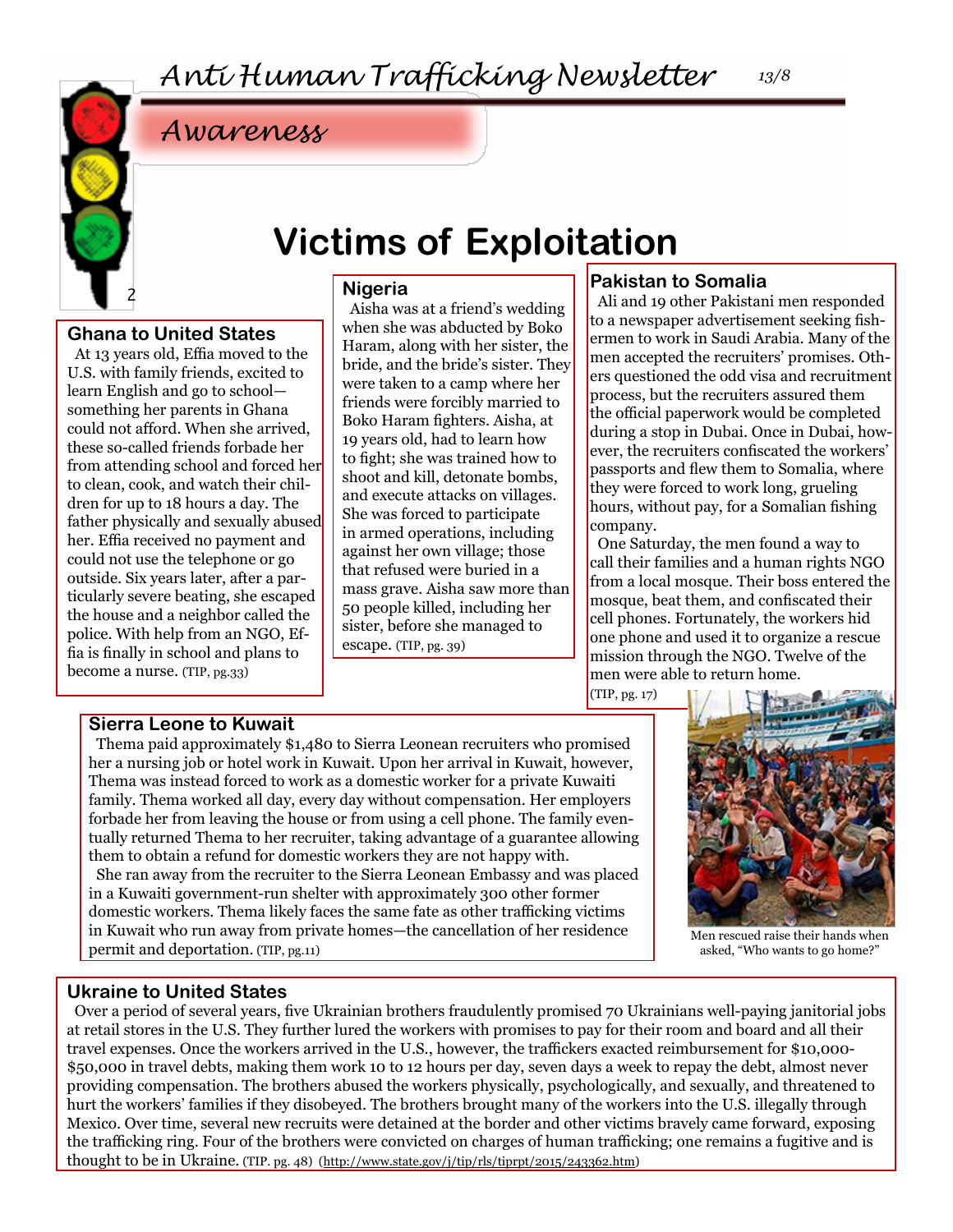*Awareness*

# Victims of Exploitation

### Ghana to United States

At 13 years old, Effia moved to the U.S. with family friends, excited to learn English and go to school—something her parents in Ghana could not afford. When she arrived, these so-called friends forbade her from attending school and forced her to clean, cook, and watch their children for up to 18 hours a day. The father physically and sexually abused her. Effia received no payment and could not use the telephone or go outside. Six years later, after a particularly severe beating, she escaped the house and a neighbor called the police. With help from an NGO, Effia is finally in school and plans to become a nurse. (TIP, pg.33)

### Nigeria

Aisha was at a friend's wedding when she was abducted by Boko Haram, along with her sister, the bride, and the bride's sister. They were taken to a camp where her friends were forcibly married to Boko Haram fighters. Aisha, at 19 years old, had to learn how to fight; she was trained how to shoot and kill, detonate bombs, and execute attacks on villages. She was forced to participate in armed operations, including against her own village; those that refused were buried in a mass grave. Aisha saw more than 50 people killed, including her sister, before she managed to escape. (TIP, pg. 39)

### Pakistan to Somalia

Ali and 19 other Pakistani men responded to a newspaper advertisement seeking fishermen to work in Saudi Arabia. Many of the men accepted the recruiters' promises. Others questioned the odd visa and recruitment process, but the recruiters assured them the official paperwork would be completed during a stop in Dubai. Once in Dubai, however, the recruiters confiscated the workers' passports and flew them to Somalia, where they were forced to work long, grueling hours, without pay, for a Somalian fishing company.

One Saturday, the men found a way to call their families and a human rights NGO from a local mosque. Their boss entered the mosque, beat them, and confiscated their cell phones. Fortunately, the workers hid one phone and used it to organize a rescue mission through the NGO. Twelve of the men were able to return home. (TIP, pg. 17)

Men rescued raise their hands when asked, "Who wants to go home?"

### Sierra Leone to Kuwait

Thema paid approximately $1,480 to Sierra Leonean recruiters who promised her a nursing job or hotel work in Kuwait. Upon her arrival in Kuwait, however, Thema was instead forced to work as a domestic worker for a private Kuwaiti family. Thema worked all day, every day without compensation. Her employers forbade her from leaving the house or from using a cell phone. The family eventually returned Thema to her recruiter, taking advantage of a guarantee allowing them to obtain a refund for domestic workers they are not happy with.

She ran away from the recruiter to the Sierra Leonean Embassy and was placed in a Kuwaiti government-run shelter with approximately 300 other former domestic workers. Thema likely faces the same fate as other trafficking victims in Kuwait who run away from private homes—the cancellation of her residence permit and deportation. (TIP, pg.11)

### Ukraine to United States

Over a period of several years, five Ukrainian brothers fraudulently promised 70 Ukrainians well-paying janitorial jobs at retail stores in the U.S. They further lured the workers with promises to pay for their room and board and all their travel expenses. Once the workers arrived in the U.S., however, the traffickers exacted reimbursement for $10,000-$50,000 in travel debts, making them work 10 to 12 hours per day, seven days a week to repay the debt, almost never providing compensation. The brothers abused the workers physically, psychologically, and sexually, and threatened to hurt the workers' families if they disobeyed. The brothers brought many of the workers into the U.S. illegally through Mexico. Over time, several new recruits were detained at the border and other victims bravely came forward, exposing the trafficking ring. Four of the brothers were convicted on charges of human trafficking; one remains a fugitive and is thought to be in Ukraine. (TIP. pg. 48) (http://www.state.gov/j/tip/rls/tiprpt/2015/243362.htm)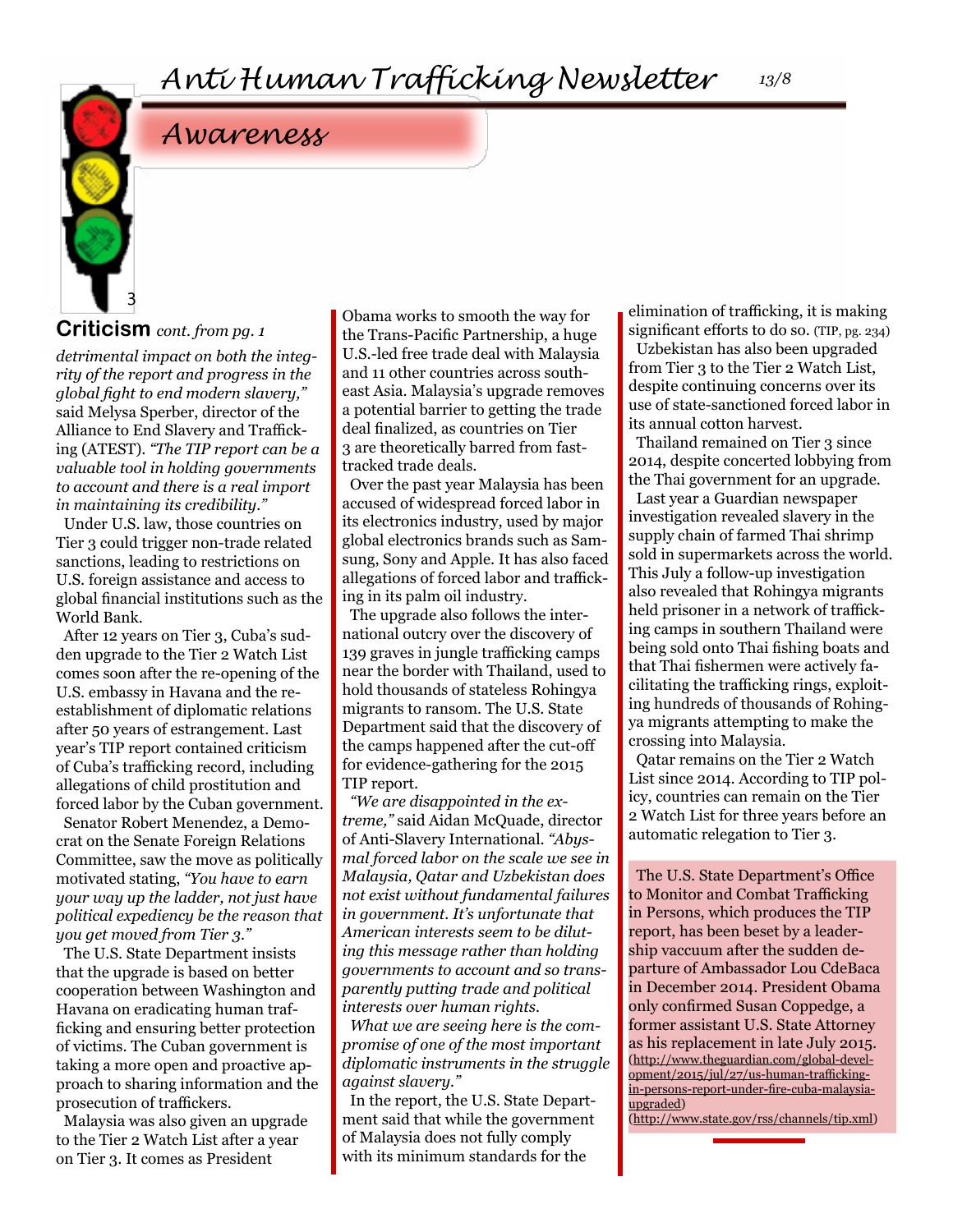## Awareness

**Criticism** *cont. from pg. 1*

*detrimental impact on both the integrity of the report and progress in the global fight to end modern slavery,"* said Melysa Sperber, director of the Alliance to End Slavery and Trafficking (ATEST). *"The TIP report can be a valuable tool in holding governments to account and there is a real import in maintaining its credibility."*

Under U.S. law, those countries on Tier 3 could trigger non-trade related sanctions, leading to restrictions on U.S. foreign assistance and access to global financial institutions such as the World Bank.

After 12 years on Tier 3, Cuba's sudden upgrade to the Tier 2 Watch List comes soon after the re-opening of the U.S. embassy in Havana and the re-establishment of diplomatic relations after 50 years of estrangement. Last year's TIP report contained criticism of Cuba's trafficking record, including allegations of child prostitution and forced labor by the Cuban government.

Senator Robert Menendez, a Democrat on the Senate Foreign Relations Committee, saw the move as politically motivated stating, *"You have to earn your way up the ladder, not just have political expediency be the reason that you get moved from Tier 3."*

The U.S. State Department insists that the upgrade is based on better cooperation between Washington and Havana on eradicating human trafficking and ensuring better protection of victims. The Cuban government is taking a more open and proactive approach to sharing information and the prosecution of traffickers.

Malaysia was also given an upgrade to the Tier 2 Watch List after a year on Tier 3. It comes as President Obama works to smooth the way for the Trans-Pacific Partnership, a huge U.S.-led free trade deal with Malaysia and 11 other countries across southeast Asia. Malaysia's upgrade removes a potential barrier to getting the trade deal finalized, as countries on Tier 3 are theoretically barred from fast-tracked trade deals.

Over the past year Malaysia has been accused of widespread forced labor in its electronics industry, used by major global electronics brands such as Samsung, Sony and Apple. It has also faced allegations of forced labor and trafficking in its palm oil industry.

The upgrade also follows the international outcry over the discovery of 139 graves in jungle trafficking camps near the border with Thailand, used to hold thousands of stateless Rohingya migrants to ransom. The U.S. State Department said that the discovery of the camps happened after the cut-off for evidence-gathering for the 2015 TIP report.

*"We are disappointed in the extreme,"* said Aidan McQuade, director of Anti-Slavery International. *"Abysmal forced labor on the scale we see in Malaysia, Qatar and Uzbekistan does not exist without fundamental failures in government. It's unfortunate that American interests seem to be diluting this message rather than holding governments to account and so transparently putting trade and political interests over human rights.*

*What we are seeing here is the compromise of one of the most important diplomatic instruments in the struggle against slavery."*

In the report, the U.S. State Department said that while the government of Malaysia does not fully comply with its minimum standards for the elimination of trafficking, it is making significant efforts to do so. (TIP, pg. 234)

Uzbekistan has also been upgraded from Tier 3 to the Tier 2 Watch List, despite continuing concerns over its use of state-sanctioned forced labor in its annual cotton harvest.

Thailand remained on Tier 3 since 2014, despite concerted lobbying from the Thai government for an upgrade.

Last year a Guardian newspaper investigation revealed slavery in the supply chain of farmed Thai shrimp sold in supermarkets across the world. This July a follow-up investigation also revealed that Rohingya migrants held prisoner in a network of trafficking camps in southern Thailand were being sold onto Thai fishing boats and that Thai fishermen were actively facilitating the trafficking rings, exploiting hundreds of thousands of Rohingya migrants attempting to make the crossing into Malaysia.

Qatar remains on the Tier 2 Watch List since 2014. According to TIP policy, countries can remain on the Tier 2 Watch List for three years before an automatic relegation to Tier 3.

The U.S. State Department's Office to Monitor and Combat Trafficking in Persons, which produces the TIP report, has been beset by a leadership vaccuum after the sudden departure of Ambassador Lou CdeBaca in December 2014. President Obama only confirmed Susan Coppedge, a former assistant U.S. State Attorney as his replacement in late July 2015. (http://www.theguardian.com/global-development/2015/jul/27/us-human-trafficking-in-persons-report-under-fire-cuba-malaysia-upgraded) (http://www.state.gov/rss/channels/tip.xml)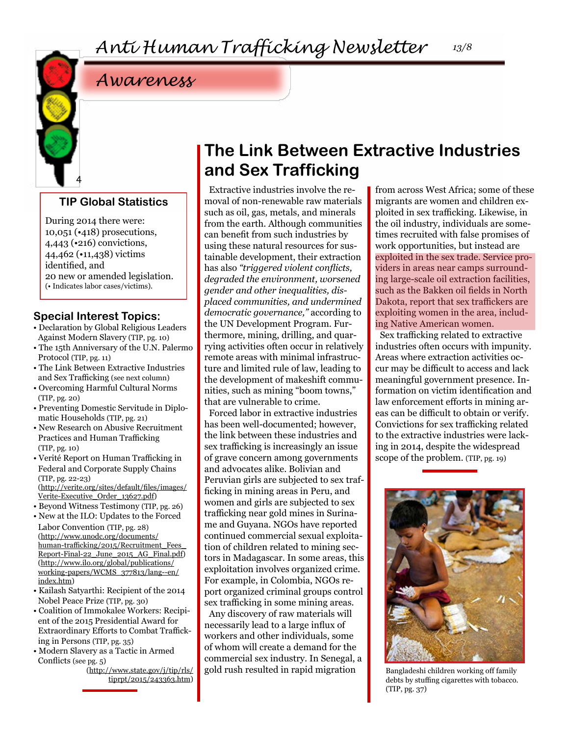# Awareness

### TIP Global Statistics

During 2014 there were:
10,051 (•418) prosecutions,
4,443 (•216) convictions,
44,462 (•11,438) victims identified, and
20 new or amended legislation.
(• Indicates labor cases/victims).

### Special Interest Topics:

- Declaration by Global Religious Leaders Against Modern Slavery (TIP, pg. 10)
- The 15th Anniversary of the U.N. Palermo Protocol (TIP, pg. 11)
- The Link Between Extractive Industries and Sex Trafficking (see next column)
- Overcoming Harmful Cultural Norms (TIP, pg. 20)
- Preventing Domestic Servitude in Diplomatic Households (TIP, pg. 21)
- New Research on Abusive Recruitment Practices and Human Trafficking (TIP, pg. 10)
- Verité Report on Human Trafficking in Federal and Corporate Supply Chains (TIP, pg. 22-23) (http://verite.org/sites/default/files/images/Verite-Executive_Order_13627.pdf)
- Beyond Witness Testimony (TIP, pg. 26)
- New at the ILO: Updates to the Forced Labor Convention (TIP, pg. 28) (http://www.unodc.org/documents/human-trafficking/2015/Recruitment_Fees_Report-Final-22_June_2015_AG_Final.pdf) (http://www.ilo.org/global/publications/working-papers/WCMS_377813/lang--en/index.htm)
- Kailash Satyarthi: Recipient of the 2014 Nobel Peace Prize (TIP, pg. 30)
- Coalition of Immokalee Workers: Recipient of the 2015 Presidential Award for Extraordinary Efforts to Combat Trafficking in Persons (TIP, pg. 35)
- Modern Slavery as a Tactic in Armed Conflicts (see pg. 5)

(http://www.state.gov/j/tip/rls/tiprpt/2015/243363.htm)

## The Link Between Extractive Industries and Sex Trafficking

Extractive industries involve the removal of non-renewable raw materials such as oil, gas, metals, and minerals from the earth. Although communities can benefit from such industries by using these natural resources for sustainable development, their extraction has also *"triggered violent conflicts, degraded the environment, worsened gender and other inequalities, displaced communities, and undermined democratic governance,"* according to the UN Development Program. Furthermore, mining, drilling, and quarrying activities often occur in relatively remote areas with minimal infrastructure and limited rule of law, leading to the development of makeshift communities, such as mining "boom towns," that are vulnerable to crime.

Forced labor in extractive industries has been well-documented; however, the link between these industries and sex trafficking is increasingly an issue of grave concern among governments and advocates alike. Bolivian and Peruvian girls are subjected to sex trafficking in mining areas in Peru, and women and girls are subjected to sex trafficking near gold mines in Suriname and Guyana. NGOs have reported continued commercial sexual exploitation of children related to mining sectors in Madagascar. In some areas, this exploitation involves organized crime. For example, in Colombia, NGOs report organized criminal groups control sex trafficking in some mining areas.

Any discovery of raw materials will necessarily lead to a large influx of workers and other individuals, some of whom will create a demand for the commercial sex industry. In Senegal, a gold rush resulted in rapid migration from across West Africa; some of these migrants are women and children exploited in sex trafficking. Likewise, in the oil industry, individuals are sometimes recruited with false promises of work opportunities, but instead are exploited in the sex trade. Service providers in areas near camps surrounding large-scale oil extraction facilities, such as the Bakken oil fields in North Dakota, report that sex traffickers are exploiting women in the area, including Native American women.

Sex trafficking related to extractive industries often occurs with impunity. Areas where extraction activities occur may be difficult to access and lack meaningful government presence. Information on victim identification and law enforcement efforts in mining areas can be difficult to obtain or verify. Convictions for sex trafficking related to the extractive industries were lacking in 2014, despite the widespread scope of the problem. (TIP, pg. 19)

Bangladeshi children working off family debts by stuffing cigarettes with tobacco. (TIP, pg. 37)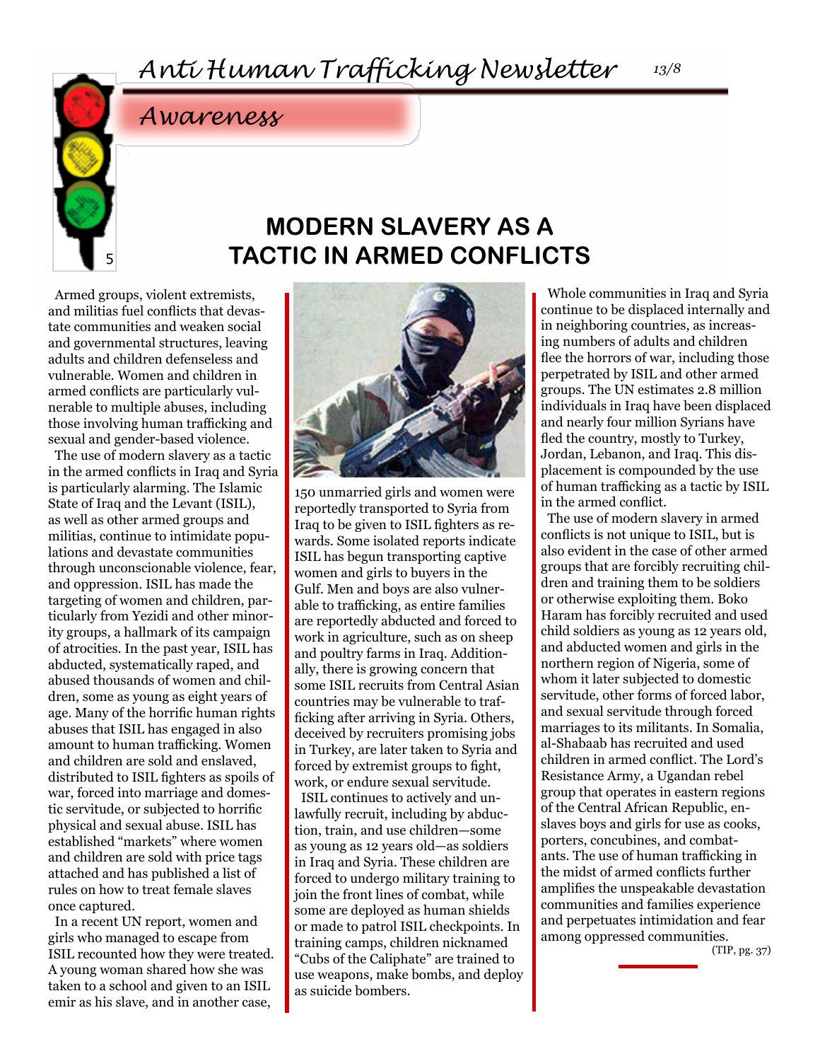## Awareness

# MODERN SLAVERY AS A TACTIC IN ARMED CONFLICTS

Armed groups, violent extremists, and militias fuel conflicts that devastate communities and weaken social and governmental structures, leaving adults and children defenseless and vulnerable. Women and children in armed conflicts are particularly vulnerable to multiple abuses, including those involving human trafficking and sexual and gender-based violence.

The use of modern slavery as a tactic in the armed conflicts in Iraq and Syria is particularly alarming. The Islamic State of Iraq and the Levant (ISIL), as well as other armed groups and militias, continue to intimidate populations and devastate communities through unconscionable violence, fear, and oppression. ISIL has made the targeting of women and children, particularly from Yezidi and other minority groups, a hallmark of its campaign of atrocities. In the past year, ISIL has abducted, systematically raped, and abused thousands of women and children, some as young as eight years of age. Many of the horrific human rights abuses that ISIL has engaged in also amount to human trafficking. Women and children are sold and enslaved, distributed to ISIL fighters as spoils of war, forced into marriage and domestic servitude, or subjected to horrific physical and sexual abuse. ISIL has established "markets" where women and children are sold with price tags attached and has published a list of rules on how to treat female slaves once captured.

In a recent UN report, women and girls who managed to escape from ISIL recounted how they were treated. A young woman shared how she was taken to a school and given to an ISIL emir as his slave, and in another case, 150 unmarried girls and women were reportedly transported to Syria from Iraq to be given to ISIL fighters as rewards. Some isolated reports indicate ISIL has begun transporting captive women and girls to buyers in the Gulf. Men and boys are also vulnerable to trafficking, as entire families are reportedly abducted and forced to work in agriculture, such as on sheep and poultry farms in Iraq. Additionally, there is growing concern that some ISIL recruits from Central Asian countries may be vulnerable to trafficking after arriving in Syria. Others, deceived by recruiters promising jobs in Turkey, are later taken to Syria and forced by extremist groups to fight, work, or endure sexual servitude.

ISIL continues to actively and unlawfully recruit, including by abduction, train, and use children—some as young as 12 years old—as soldiers in Iraq and Syria. These children are forced to undergo military training to join the front lines of combat, while some are deployed as human shields or made to patrol ISIL checkpoints. In training camps, children nicknamed "Cubs of the Caliphate" are trained to use weapons, make bombs, and deploy as suicide bombers.

Whole communities in Iraq and Syria continue to be displaced internally and in neighboring countries, as increasing numbers of adults and children flee the horrors of war, including those perpetrated by ISIL and other armed groups. The UN estimates 2.8 million individuals in Iraq have been displaced and nearly four million Syrians have fled the country, mostly to Turkey, Jordan, Lebanon, and Iraq. This displacement is compounded by the use of human trafficking as a tactic by ISIL in the armed conflict.

The use of modern slavery in armed conflicts is not unique to ISIL, but is also evident in the case of other armed groups that are forcibly recruiting children and training them to be soldiers or otherwise exploiting them. Boko Haram has forcibly recruited and used child soldiers as young as 12 years old, and abducted women and girls in the northern region of Nigeria, some of whom it later subjected to domestic servitude, other forms of forced labor, and sexual servitude through forced marriages to its militants. In Somalia, al-Shabaab has recruited and used children in armed conflict. The Lord's Resistance Army, a Ugandan rebel group that operates in eastern regions of the Central African Republic, enslaves boys and girls for use as cooks, porters, concubines, and combatants. The use of human trafficking in the midst of armed conflicts further amplifies the unspeakable devastation communities and families experience and perpetuates intimidation and fear among oppressed communities.

(TIP, pg. 37)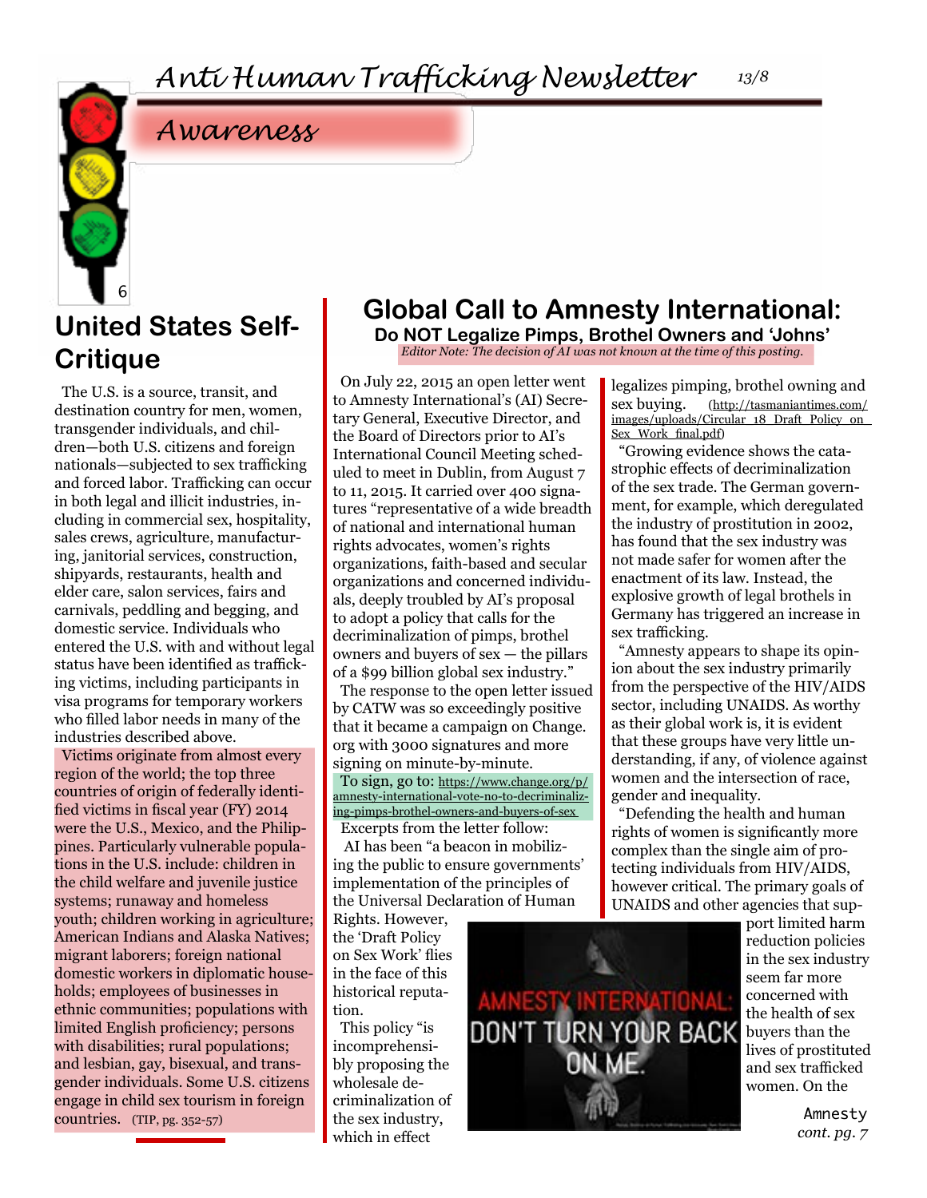## Awareness

## United States Self-Critique

The U.S. is a source, transit, and destination country for men, women, transgender individuals, and children—both U.S. citizens and foreign nationals—subjected to sex trafficking and forced labor. Trafficking can occur in both legal and illicit industries, including in commercial sex, hospitality, sales crews, agriculture, manufacturing, janitorial services, construction, shipyards, restaurants, health and elder care, salon services, fairs and carnivals, peddling and begging, and domestic service. Individuals who entered the U.S. with and without legal status have been identified as trafficking victims, including participants in visa programs for temporary workers who filled labor needs in many of the industries described above.

Victims originate from almost every region of the world; the top three countries of origin of federally identified victims in fiscal year (FY) 2014 were the U.S., Mexico, and the Philippines. Particularly vulnerable populations in the U.S. include: children in the child welfare and juvenile justice systems; runaway and homeless youth; children working in agriculture; American Indians and Alaska Natives; migrant laborers; foreign national domestic workers in diplomatic households; employees of businesses in ethnic communities; populations with limited English proficiency; persons with disabilities; rural populations; and lesbian, gay, bisexual, and transgender individuals. Some U.S. citizens engage in child sex tourism in foreign countries. (TIP, pg. 352-57)

## Global Call to Amnesty International:

### Do NOT Legalize Pimps, Brothel Owners and 'Johns'

*Editor Note: The decision of AI was not known at the time of this posting.*

On July 22, 2015 an open letter went to Amnesty International's (AI) Secretary General, Executive Director, and the Board of Directors prior to AI's International Council Meeting scheduled to meet in Dublin, from August 7 to 11, 2015. It carried over 400 signatures "representative of a wide breadth of national and international human rights advocates, women's rights organizations, faith-based and secular organizations and concerned individuals, deeply troubled by AI's proposal to adopt a policy that calls for the decriminalization of pimps, brothel owners and buyers of sex — the pillars of a $99 billion global sex industry."

The response to the open letter issued by CATW was so exceedingly positive that it became a campaign on Change.org with 3000 signatures and more signing on minute-by-minute.

To sign, go to: https://www.change.org/p/amnesty-international-vote-no-to-decriminalizing-pimps-brothel-owners-and-buyers-of-sex

Excerpts from the letter follow:

AI has been "a beacon in mobilizing the public to ensure governments' implementation of the principles of the Universal Declaration of Human Rights. However, the 'Draft Policy on Sex Work' flies in the face of this historical reputation.

This policy "is incomprehensibly proposing the wholesale decriminalization of the sex industry, which in effect legalizes pimping, brothel owning and sex buying. (http://tasmaniantimes.com/images/uploads/Circular_18_Draft_Policy_on_Sex_Work_final.pdf)

"Growing evidence shows the catastrophic effects of decriminalization of the sex trade. The German government, for example, which deregulated the industry of prostitution in 2002, has found that the sex industry was not made safer for women after the enactment of its law. Instead, the explosive growth of legal brothels in Germany has triggered an increase in sex trafficking.

"Amnesty appears to shape its opinion about the sex industry primarily from the perspective of the HIV/AIDS sector, including UNAIDS. As worthy as their global work is, it is evident that these groups have very little understanding, if any, of violence against women and the intersection of race, gender and inequality.

"Defending the health and human rights of women is significantly more complex than the single aim of protecting individuals from HIV/AIDS, however critical. The primary goals of UNAIDS and other agencies that support limited harm reduction policies in the sex industry seem far more concerned with the health of sex buyers than the lives of prostituted and sex trafficked women. On the

Amnesty *cont. pg. 7*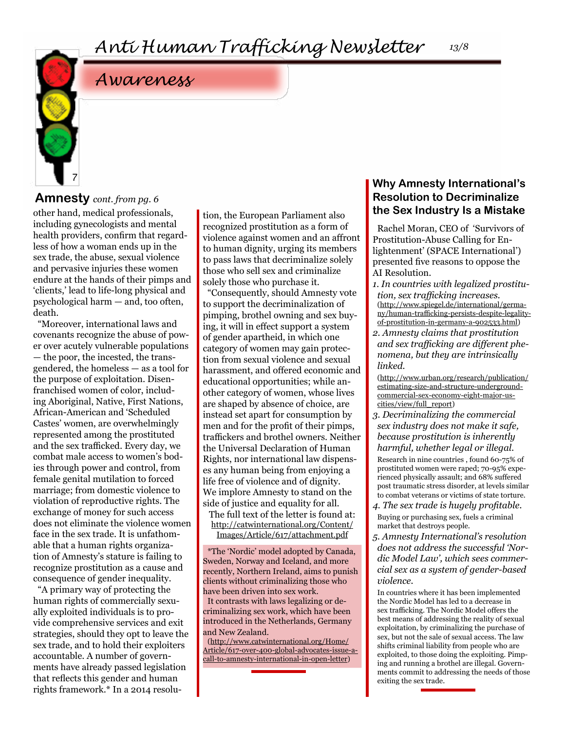## Awareness

### Amnesty *cont. from pg. 6*

other hand, medical professionals, including gynecologists and mental health providers, confirm that regardless of how a woman ends up in the sex trade, the abuse, sexual violence and pervasive injuries these women endure at the hands of their pimps and 'clients,' lead to life-long physical and psychological harm — and, too often, death.

"Moreover, international laws and covenants recognize the abuse of power over acutely vulnerable populations — the poor, the incested, the transgendered, the homeless — as a tool for the purpose of exploitation. Disenfranchised women of color, including Aboriginal, Native, First Nations, African-American and 'Scheduled Castes' women, are overwhelmingly represented among the prostituted and the sex trafficked. Every day, we combat male access to women's bodies through power and control, from female genital mutilation to forced marriage; from domestic violence to violation of reproductive rights. The exchange of money for such access does not eliminate the violence women face in the sex trade. It is unfathomable that a human rights organization of Amnesty's stature is failing to recognize prostitution as a cause and consequence of gender inequality.

"A primary way of protecting the human rights of commercially sexually exploited individuals is to provide comprehensive services and exit strategies, should they opt to leave the sex trade, and to hold their exploiters accountable. A number of governments have already passed legislation that reflects this gender and human rights framework.* In a 2014 resolution, the European Parliament also recognized prostitution as a form of violence against women and an affront to human dignity, urging its members to pass laws that decriminalize solely those who sell sex and criminalize solely those who purchase it.

"Consequently, should Amnesty vote to support the decriminalization of pimping, brothel owning and sex buying, it will in effect support a system of gender apartheid, in which one category of women may gain protection from sexual violence and sexual harassment, and offered economic and educational opportunities; while another category of women, whose lives are shaped by absence of choice, are instead set apart for consumption by men and for the profit of their pimps, traffickers and brothel owners. Neither the Universal Declaration of Human Rights, nor international law dispenses any human being from enjoying a life free of violence and of dignity. We implore Amnesty to stand on the side of justice and equality for all.

The full text of the letter is found at: http://catwinternational.org/Content/Images/Article/617/attachment.pdf

*The 'Nordic' model adopted by Canada, Sweden, Norway and Iceland, and more recently, Northern Ireland, aims to punish clients without criminalizing those who have been driven into sex work.

It contrasts with laws legalizing or decriminalizing sex work, which have been introduced in the Netherlands, Germany and New Zealand.

(http://www.catwinternational.org/Home/Article/617-over-400-global-advocates-issue-a-call-to-amnesty-international-in-open-letter)

### Why Amnesty International's Resolution to Decriminalize the Sex Industry Is a Mistake

Rachel Moran, CEO of 'Survivors of Prostitution-Abuse Calling for Enlightenment' (SPACE International') presented five reasons to oppose the AI Resolution.

1. *In countries with legalized prostitution, sex trafficking increases.* (http://www.spiegel.de/international/germany/human-trafficking-persists-despite-legality-of-prostitution-in-germany-a-902533.html)
2. *Amnesty claims that prostitution and sex trafficking are different phenomena, but they are intrinsically linked.* (http://www.urban.org/research/publication/estimating-size-and-structure-underground-commercial-sex-economy-eight-major-us-cities/view/full_report)
3. *Decriminalizing the commercial sex industry does not make it safe, because prostitution is inherently harmful, whether legal or illegal.* Research in nine countries , found 60-75% of prostituted women were raped; 70-95% experienced physically assault; and 68% suffered post traumatic stress disorder, at levels similar to combat veterans or victims of state torture.
4. *The sex trade is hugely profitable.* Buying or purchasing sex, fuels a criminal market that destroys people.
5. *Amnesty International's resolution does not address the successful 'Nordic Model Law', which sees commercial sex as a system of gender-based violence.* In countries where it has been implemented the Nordic Model has led to a decrease in sex trafficking. The Nordic Model offers the best means of addressing the reality of sexual exploitation, by criminalizing the purchase of sex, but not the sale of sexual access. The law shifts criminal liability from people who are exploited, to those doing the exploiting. Pimping and running a brothel are illegal. Governments commit to addressing the needs of those exiting the sex trade.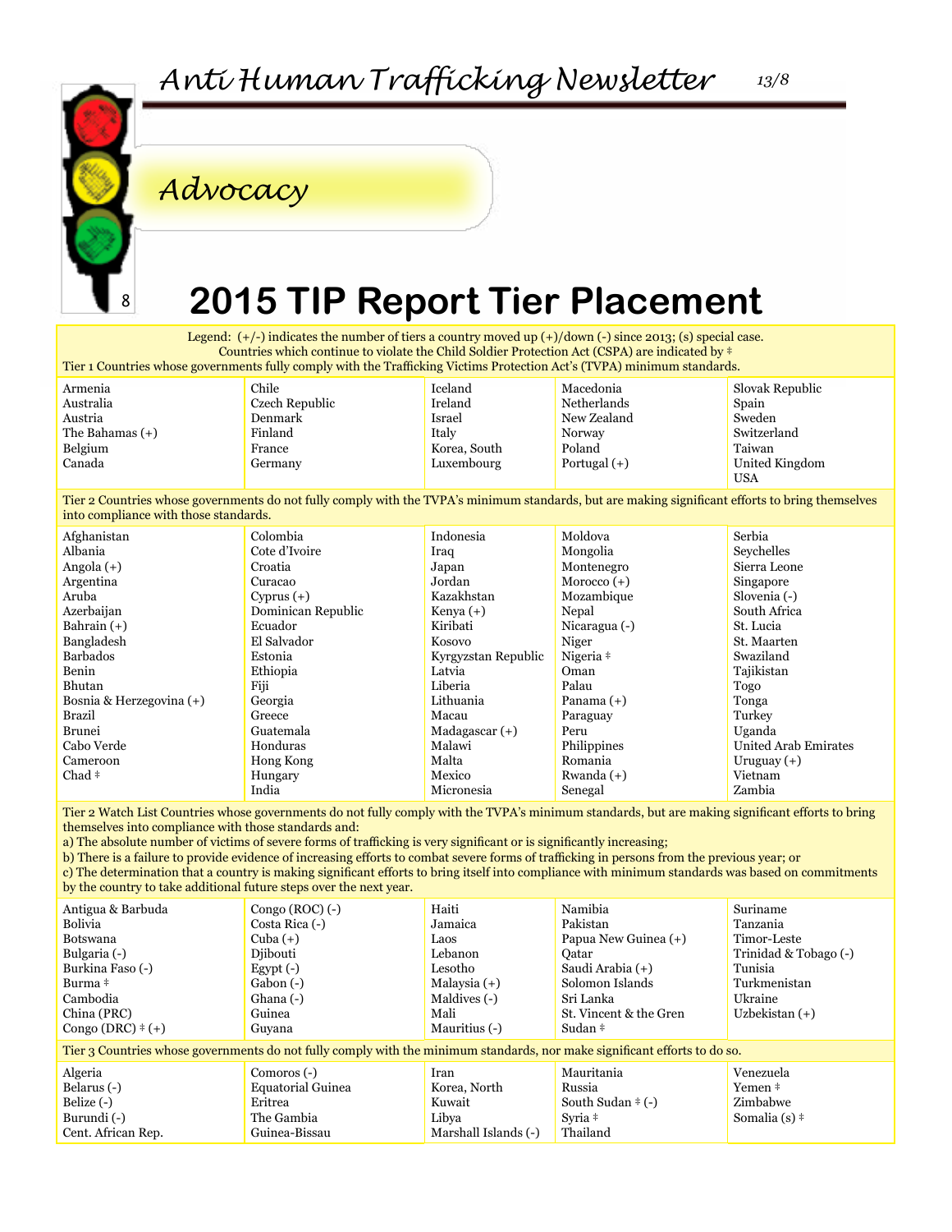## Advocacy

# 2015 TIP Report Tier Placement

Legend: (+/-) indicates the number of tiers a country moved up (+)/down (-) since 2013; (s) special case.
Countries which continue to violate the Child Soldier Protection Act (CSPA) are indicated by ‡

**Tier 1** Countries whose governments fully comply with the Trafficking Victims Protection Act's (TVPA) minimum standards.

| | | | | |
|---|---|---|---|---|
| Armenia | Chile | Iceland | Macedonia | Slovak Republic |
| Australia | Czech Republic | Ireland | Netherlands | Spain |
| Austria | Denmark | Israel | New Zealand | Sweden |
| The Bahamas (+) | Finland | Italy | Norway | Switzerland |
| Belgium | France | Korea, South | Poland | Taiwan |
| Canada | Germany | Luxembourg | Portugal (+) | United Kingdom |
| | | | | USA |

**Tier 2** Countries whose governments do not fully comply with the TVPA's minimum standards, but are making significant efforts to bring themselves into compliance with those standards.

| | | | | |
|---|---|---|---|---|
| Afghanistan | Colombia | Indonesia | Moldova | Serbia |
| Albania | Cote d'Ivoire | Iraq | Mongolia | Seychelles |
| Angola (+) | Croatia | Japan | Montenegro | Sierra Leone |
| Argentina | Curacao | Jordan | Morocco (+) | Singapore |
| Aruba | Cyprus (+) | Kazakhstan | Mozambique | Slovenia (-) |
| Azerbaijan | Dominican Republic | Kenya (+) | Nepal | South Africa |
| Bahrain (+) | Ecuador | Kiribati | Nicaragua (-) | St. Lucia |
| Bangladesh | El Salvador | Kosovo | Niger | St. Maarten |
| Barbados | Estonia | Kyrgyzstan Republic | Nigeria ‡ | Swaziland |
| Benin | Ethiopia | Latvia | Oman | Tajikistan |
| Bhutan | Fiji | Liberia | Palau | Togo |
| Bosnia & Herzegovina (+) | Georgia | Lithuania | Panama (+) | Tonga |
| Brazil | Greece | Macau | Paraguay | Turkey |
| Brunei | Guatemala | Madagascar (+) | Peru | Uganda |
| Cabo Verde | Honduras | Malawi | Philippines | United Arab Emirates |
| Cameroon | Hong Kong | Malta | Romania | Uruguay (+) |
| Chad ‡ | Hungary | Mexico | Rwanda (+) | Vietnam |
| | India | Micronesia | Senegal | Zambia |

**Tier 2 Watch List** Countries whose governments do not fully comply with the TVPA's minimum standards, but are making significant efforts to bring themselves into compliance with those standards and:
a) The absolute number of victims of severe forms of trafficking is very significant or is significantly increasing;
b) There is a failure to provide evidence of increasing efforts to combat severe forms of trafficking in persons from the previous year; or
c) The determination that a country is making significant efforts to bring itself into compliance with minimum standards was based on commitments by the country to take additional future steps over the next year.

| | | | | |
|---|---|---|---|---|
| Antigua & Barbuda | Congo (ROC) (-) | Haiti | Namibia | Suriname |
| Bolivia | Costa Rica (-) | Jamaica | Pakistan | Tanzania |
| Botswana | Cuba (+) | Laos | Papua New Guinea (+) | Timor-Leste |
| Bulgaria (-) | Djibouti | Lebanon | Qatar | Trinidad & Tobago (-) |
| Burkina Faso (-) | Egypt (-) | Lesotho | Saudi Arabia (+) | Tunisia |
| Burma ‡ | Gabon (-) | Malaysia (+) | Solomon Islands | Turkmenistan |
| Cambodia | Ghana (-) | Maldives (-) | Sri Lanka | Ukraine |
| China (PRC) | Guinea | Mali | St. Vincent & the Gren | Uzbekistan (+) |
| Congo (DRC) ‡ (+) | Guyana | Mauritius (-) | Sudan ‡ | |

**Tier 3** Countries whose governments do not fully comply with the minimum standards, nor make significant efforts to do so.

| | | | | |
|---|---|---|---|---|
| Algeria | Comoros (-) | Iran | Mauritania | Venezuela |
| Belarus (-) | Equatorial Guinea | Korea, North | Russia | Yemen ‡ |
| Belize (-) | Eritrea | Kuwait | South Sudan ‡ (-) | Zimbabwe |
| Burundi (-) | The Gambia | Libya | Syria ‡ | Somalia (s) ‡ |
| Cent. African Rep. | Guinea-Bissau | Marshall Islands (-) | Thailand | |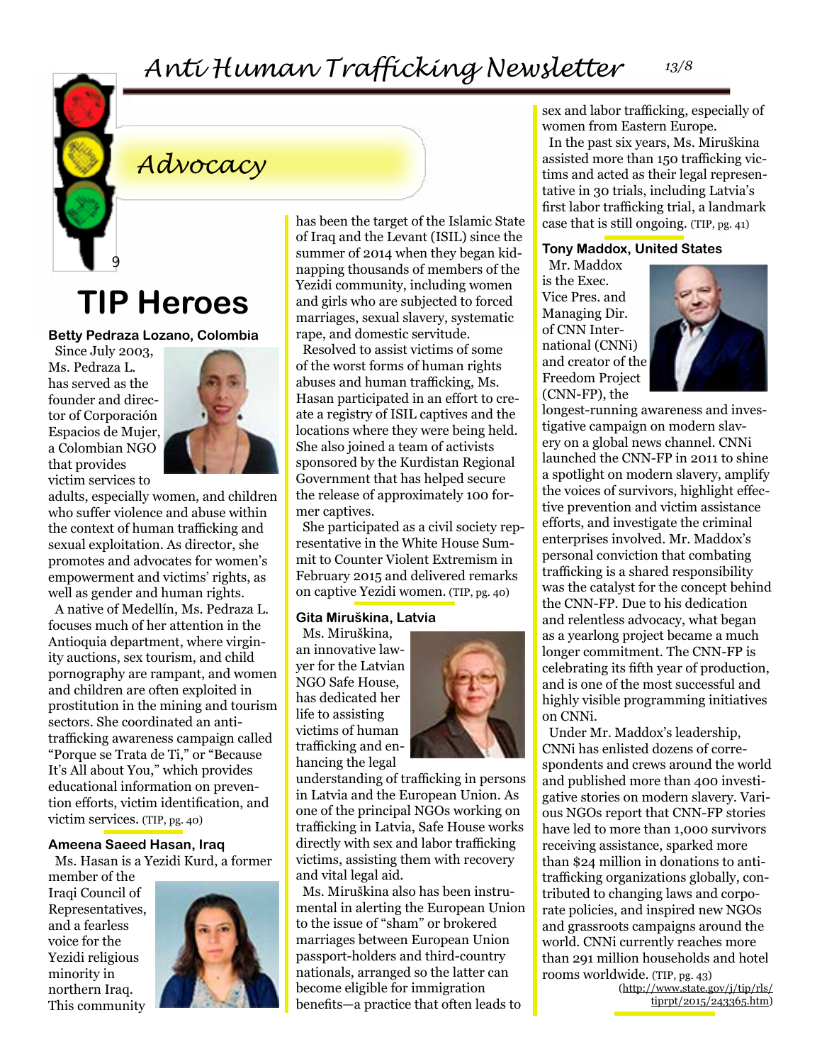## Advocacy

# TIP Heroes

### Betty Pedraza Lozano, Colombia

Since July 2003, Ms. Pedraza L. has served as the founder and director of Corporación Espacios de Mujer, a Colombian NGO that provides victim services to adults, especially women, and children who suffer violence and abuse within the context of human trafficking and sexual exploitation. As director, she promotes and advocates for women's empowerment and victims' rights, as well as gender and human rights.

A native of Medellín, Ms. Pedraza L. focuses much of her attention in the Antioquia department, where virginity auctions, sex tourism, and child pornography are rampant, and women and children are often exploited in prostitution in the mining and tourism sectors. She coordinated an anti-trafficking awareness campaign called "Porque se Trata de Ti," or "Because It's All about You," which provides educational information on prevention efforts, victim identification, and victim services. (TIP, pg. 40)

### Ameena Saeed Hasan, Iraq

Ms. Hasan is a Yezidi Kurd, a former member of the Iraqi Council of Representatives, and a fearless voice for the Yezidi religious minority in northern Iraq. This community has been the target of the Islamic State of Iraq and the Levant (ISIL) since the summer of 2014 when they began kidnapping thousands of members of the Yezidi community, including women and girls who are subjected to forced marriages, sexual slavery, systematic rape, and domestic servitude.

Resolved to assist victims of some of the worst forms of human rights abuses and human trafficking, Ms. Hasan participated in an effort to create a registry of ISIL captives and the locations where they were being held. She also joined a team of activists sponsored by the Kurdistan Regional Government that has helped secure the release of approximately 100 former captives.

She participated as a civil society representative in the White House Summit to Counter Violent Extremism in February 2015 and delivered remarks on captive Yezidi women. (TIP, pg. 40)

### Gita Miruškina, Latvia

Ms. Miruškina, an innovative lawyer for the Latvian NGO Safe House, has dedicated her life to assisting victims of human trafficking and enhancing the legal understanding of trafficking in persons in Latvia and the European Union. As one of the principal NGOs working on trafficking in Latvia, Safe House works directly with sex and labor trafficking victims, assisting them with recovery and vital legal aid.

Ms. Miruškina also has been instrumental in alerting the European Union to the issue of "sham" or brokered marriages between European Union passport-holders and third-country nationals, arranged so the latter can become eligible for immigration benefits—a practice that often leads to sex and labor trafficking, especially of women from Eastern Europe.

In the past six years, Ms. Miruškina assisted more than 150 trafficking victims and acted as their legal representative in 30 trials, including Latvia's first labor trafficking trial, a landmark case that is still ongoing. (TIP, pg. 41)

### Tony Maddox, United States

Mr. Maddox is the Exec. Vice Pres. and Managing Dir. of CNN International (CNNi) and creator of the Freedom Project (CNN-FP), the longest-running awareness and investigative campaign on modern slavery on a global news channel. CNNi launched the CNN-FP in 2011 to shine a spotlight on modern slavery, amplify the voices of survivors, highlight effective prevention and victim assistance efforts, and investigate the criminal enterprises involved. Mr. Maddox's personal conviction that combating trafficking is a shared responsibility was the catalyst for the concept behind the CNN-FP. Due to his dedication and relentless advocacy, what began as a yearlong project became a much longer commitment. The CNN-FP is celebrating its fifth year of production, and is one of the most successful and highly visible programming initiatives on CNNi.

Under Mr. Maddox's leadership, CNNi has enlisted dozens of correspondents and crews around the world and published more than 400 investigative stories on modern slavery. Various NGOs report that CNN-FP stories have led to more than 1,000 survivors receiving assistance, sparked more than $24 million in donations to anti-trafficking organizations globally, contributed to changing laws and corporate policies, and inspired new NGOs and grassroots campaigns around the world. CNNi currently reaches more than 291 million households and hotel rooms worldwide. (TIP, pg. 43)

(http://www.state.gov/j/tip/rls/tiprpt/2015/243365.htm)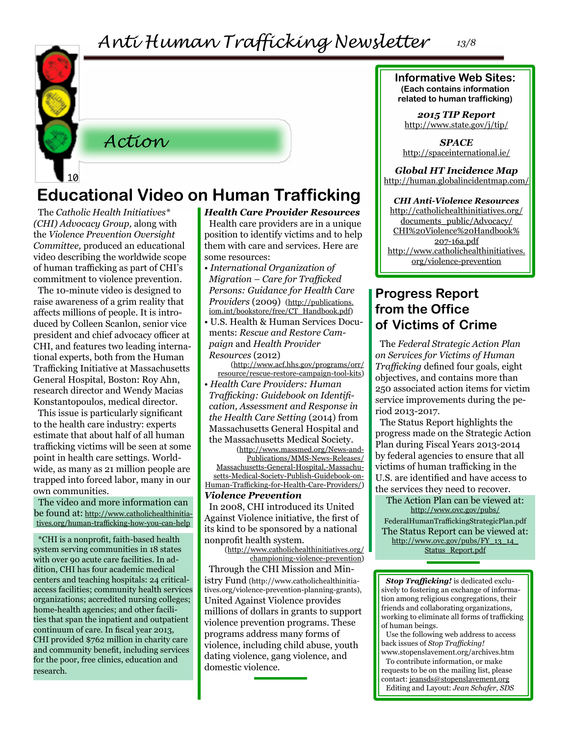# Anti Human Trafficking Newsletter

## Action

# Educational Video on Human Trafficking

The *Catholic Health Initiatives\* (CHI) Advocacy Group,* along with the *Violence Prevention Oversight Committee,* produced an educational video describing the worldwide scope of human trafficking as part of CHI's commitment to violence prevention.

The 10-minute video is designed to raise awareness of a grim reality that affects millions of people. It is introduced by Colleen Scanlon, senior vice president and chief advocacy officer at CHI, and features two leading international experts, both from the Human Trafficking Initiative at Massachusetts General Hospital, Boston: Roy Ahn, research director and Wendy Macias Konstantopoulos, medical director.

This issue is particularly significant to the health care industry: experts estimate that about half of all human trafficking victims will be seen at some point in health care settings. Worldwide, as many as 21 million people are trapped into forced labor, many in our own communities.

The video and more information can be found at: http://www.catholichealthinitiatives.org/human-trafficking-how-you-can-help

\*CHI is a nonprofit, faith-based health system serving communities in 18 states with over 90 acute care facilities. In addition, CHI has four academic medical centers and teaching hospitals: 24 critical-access facilities; community health services organizations; accredited nursing colleges; home-health agencies; and other facilities that span the inpatient and outpatient continuum of care. In fiscal year 2013, CHI provided $762 million in charity care and community benefit, including services for the poor, free clinics, education and research.

### Health Care Provider Resources

Health care providers are in a unique position to identify victims and to help them with care and services. Here are some resources:

- *International Organization of Migration – Care for Trafficked Persons: Guidance for Health Care Providers* (2009) (http://publications.iom.int/bookstore/free/CT_Handbook.pdf)
- U.S. Health & Human Services Documents: *Rescue and Restore Campaign* and *Health Provider Resources* (2012) (http://www.acf.hhs.gov/programs/orr/resource/rescue-restore-campaign-tool-kits)
- *Health Care Providers: Human Trafficking: Guidebook on Identification, Assessment and Response in the Health Care Setting* (2014) from Massachusetts General Hospital and the Massachusetts Medical Society. (http://www.massmed.org/News-and-Publications/MMS-News-Releases/Massachusetts-General-Hospital,-Massachusetts-Medical-Society-Publish-Guidebook-on-Human-Trafficking-for-Health-Care-Providers/)

### Violence Prevention

In 2008, CHI introduced its United Against Violence initiative, the first of its kind to be sponsored by a national nonprofit health system. (http://www.catholichealthinitiatives.org/championing-violence-prevention)

Through the CHI Mission and Ministry Fund (http://www.catholichealthinitiatives.org/violence-prevention-planning-grants), United Against Violence provides millions of dollars in grants to support violence prevention programs. These programs address many forms of violence, including child abuse, youth dating violence, gang violence, and domestic violence.

### Informative Web Sites:
**(Each contains information related to human trafficking)**

***2015 TIP Report***
http://www.state.gov/j/tip/

***SPACE***
http://spaceinternational.ie/

***Global HT Incidence Map***
http://human.globalincidentmap.com/

***CHI Anti-Violence Resources***
http://catholichealthinitiatives.org/documents_public/Advocacy/CHI%20Violence%20Handbook%207-16a.pdf
http://www.catholichealthinitiatives.org/violence-prevention

## Progress Report from the Office of Victims of Crime

The *Federal Strategic Action Plan on Services for Victims of Human Trafficking* defined four goals, eight objectives, and contains more than 250 associated action items for victim service improvements during the period 2013-2017.

The Status Report highlights the progress made on the Strategic Action Plan during Fiscal Years 2013-2014 by federal agencies to ensure that all victims of human trafficking in the U.S. are identified and have access to the services they need to recover.

The Action Plan can be viewed at: http://www.ovc.gov/pubs/FederalHumanTraffickingStrategicPlan.pdf
The Status Report can be viewed at: http://www.ovc.gov/pubs/FY_13_14_Status_Report.pdf

***Stop Trafficking!*** is dedicated exclusively to fostering an exchange of information among religious congregations, their friends and collaborating organizations, working to eliminate all forms of trafficking of human beings.

Use the following web address to access back issues of *Stop Trafficking!* www.stopenslavement.org/archives.htm

To contribute information, or make requests to be on the mailing list, please contact: jeansds@stopenslavement.org

Editing and Layout: *Jean Schafer, SDS*